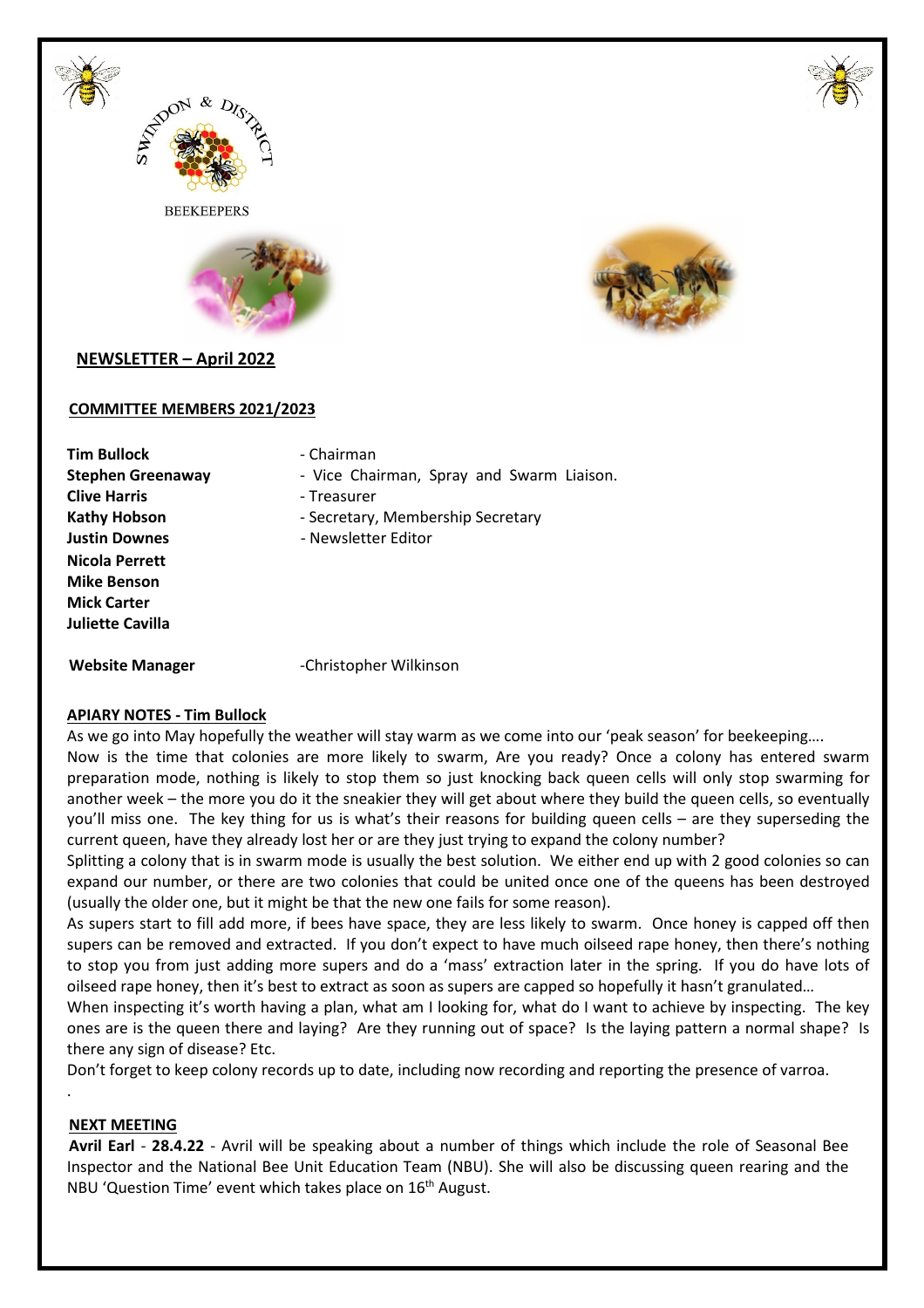SWINDON & DISTRICT BEEKEEPERS

## NEWSLETTER – April 2022

### COMMITTEE MEMBERS 2021/2023

| | |
|---|---|
| **Tim Bullock** | - Chairman |
| **Stephen Greenaway** | - Vice Chairman, Spray and Swarm Liaison. |
| **Clive Harris** | - Treasurer |
| **Kathy Hobson** | - Secretary, Membership Secretary |
| **Justin Downes** | - Newsletter Editor |
| **Nicola Perrett** | |
| **Mike Benson** | |
| **Mick Carter** | |
| **Juliette Cavilla** | |
| **Website Manager** | -Christopher Wilkinson |

### APIARY NOTES - Tim Bullock

As we go into May hopefully the weather will stay warm as we come into our 'peak season' for beekeeping….

Now is the time that colonies are more likely to swarm, Are you ready? Once a colony has entered swarm preparation mode, nothing is likely to stop them so just knocking back queen cells will only stop swarming for another week – the more you do it the sneakier they will get about where they build the queen cells, so eventually you'll miss one. The key thing for us is what's their reasons for building queen cells – are they superseding the current queen, have they already lost her or are they just trying to expand the colony number?

Splitting a colony that is in swarm mode is usually the best solution. We either end up with 2 good colonies so can expand our number, or there are two colonies that could be united once one of the queens has been destroyed (usually the older one, but it might be that the new one fails for some reason).

As supers start to fill add more, if bees have space, they are less likely to swarm. Once honey is capped off then supers can be removed and extracted. If you don't expect to have much oilseed rape honey, then there's nothing to stop you from just adding more supers and do a 'mass' extraction later in the spring. If you do have lots of oilseed rape honey, then it's best to extract as soon as supers are capped so hopefully it hasn't granulated…

When inspecting it's worth having a plan, what am I looking for, what do I want to achieve by inspecting. The key ones are is the queen there and laying? Are they running out of space? Is the laying pattern a normal shape? Is there any sign of disease? Etc.

Don't forget to keep colony records up to date, including now recording and reporting the presence of varroa.

.

### NEXT MEETING

**Avril Earl** - **28.4.22** - Avril will be speaking about a number of things which include the role of Seasonal Bee Inspector and the National Bee Unit Education Team (NBU). She will also be discussing queen rearing and the NBU 'Question Time' event which takes place on 16th August.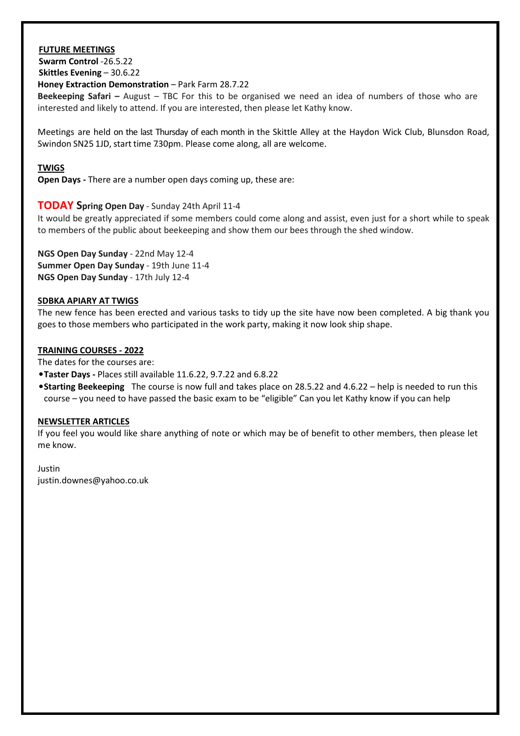**FUTURE MEETINGS**

**Swarm Control** -26.5.22

**Skittles Evening** – 30.6.22

**Honey Extraction Demonstration** – Park Farm 28.7.22

**Beekeeping Safari –** August – TBC For this to be organised we need an idea of numbers of those who are interested and likely to attend. If you are interested, then please let Kathy know.

Meetings are held on the last Thursday of each month in the Skittle Alley at the Haydon Wick Club, Blunsdon Road, Swindon SN25 1JD, start time 7.30pm. Please come along, all are welcome.

**TWIGS**

**Open Days -** There are a number open days coming up, these are:

**TODAY Spring Open Day** - Sunday 24th April 11-4

It would be greatly appreciated if some members could come along and assist, even just for a short while to speak to members of the public about beekeeping and show them our bees through the shed window.

**NGS Open Day Sunday** - 22nd May 12-4

**Summer Open Day Sunday** - 19th June 11-4

**NGS Open Day Sunday** - 17th July 12-4

**SDBKA APIARY AT TWIGS**

The new fence has been erected and various tasks to tidy up the site have now been completed. A big thank you goes to those members who participated in the work party, making it now look ship shape.

**TRAINING COURSES - 2022**

The dates for the courses are:

- **Taster Days -** Places still available 11.6.22, 9.7.22 and 6.8.22
- **Starting Beekeeping** The course is now full and takes place on 28.5.22 and 4.6.22 – help is needed to run this course – you need to have passed the basic exam to be "eligible" Can you let Kathy know if you can help

**NEWSLETTER ARTICLES**

If you feel you would like share anything of note or which may be of benefit to other members, then please let me know.

Justin

justin.downes@yahoo.co.uk